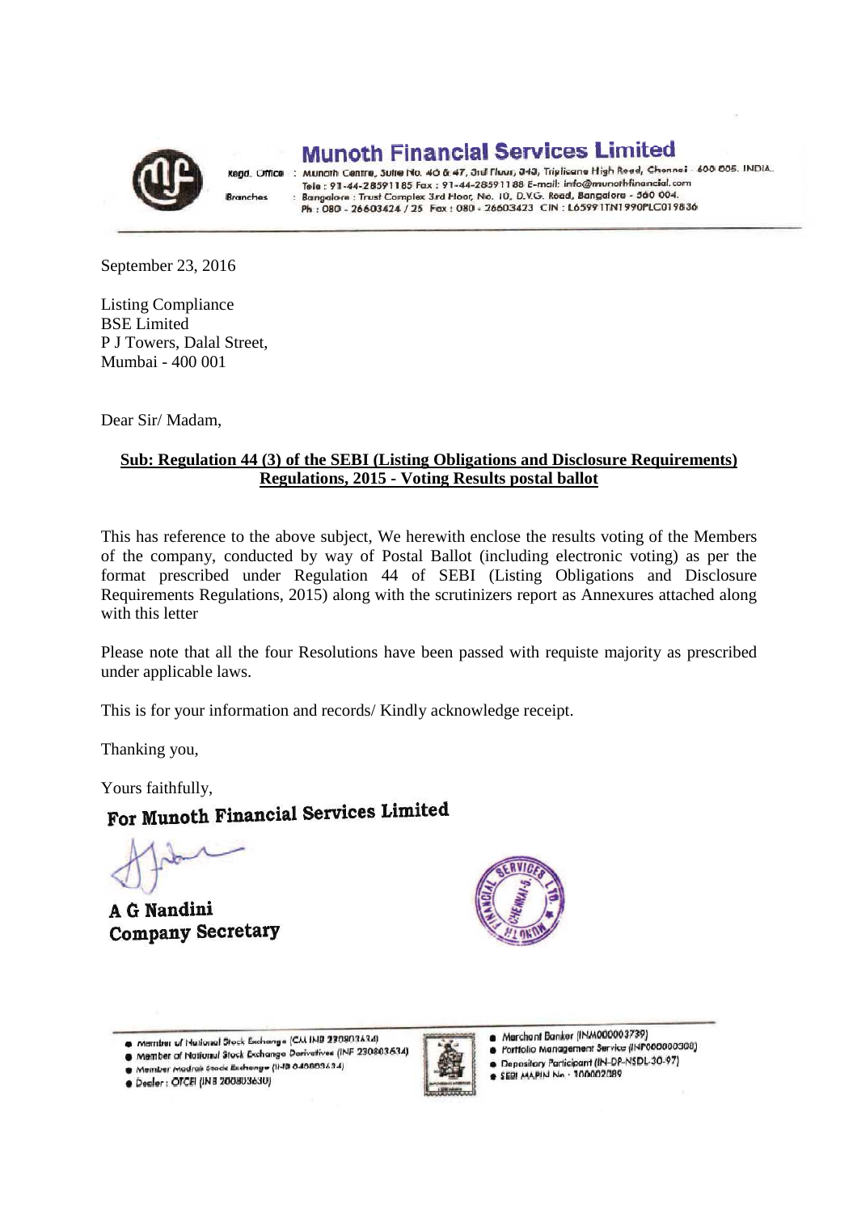# Munoth Financial Services Limited

Regd. Office : Munoth Centre, Suite No. 46 & 47, 3rd Floor, 343, Triplicane High Road, Chennai - 600 005. INDIA.
Tele : 91-44-28591185 Fax : 91-44-28591188 E-mail: info@munothfinancial.com
Branches : Bangalore : Trust Complex 3rd Floor, No. 10, D.V.G. Road, Bangalore - 560 004.
Ph : 080 - 26603424 / 25 Fax : 080 - 26603423 CIN : L65991TN1990PLC019836

September 23, 2016

Listing Compliance
BSE Limited
P J Towers, Dalal Street,
Mumbai - 400 001

Dear Sir/ Madam,

**<u>Sub: Regulation 44 (3) of the SEBI (Listing Obligations and Disclosure Requirements) Regulations, 2015 - Voting Results postal ballot</u>**

This has reference to the above subject, We herewith enclose the results voting of the Members of the company, conducted by way of Postal Ballot (including electronic voting) as per the format prescribed under Regulation 44 of SEBI (Listing Obligations and Disclosure Requirements Regulations, 2015) along with the scrutinizers report as Annexures attached along with this letter

Please note that all the four Resolutions have been passed with requiste majority as prescribed under applicable laws.

This is for your information and records/ Kindly acknowledge receipt.

Thanking you,

Yours faithfully,

**For Munoth Financial Services Limited**

**A G Nandini**
**Company Secretary**

- Member of National Stock Exchange (CM INB 230803634)
- Member of National Stock Exchange Derivatives (INF 230803634)
- Member Madras Stock Exchange (INB 040803634)
- Dealer : OTCEI (INB 200803630)
- Merchant Banker (INM000003739)
- Portfolio Management Service (INP000000308)
- Depository Participant (IN-DP-NSDL-30-97)
- SEBI MAPIN No - 100002089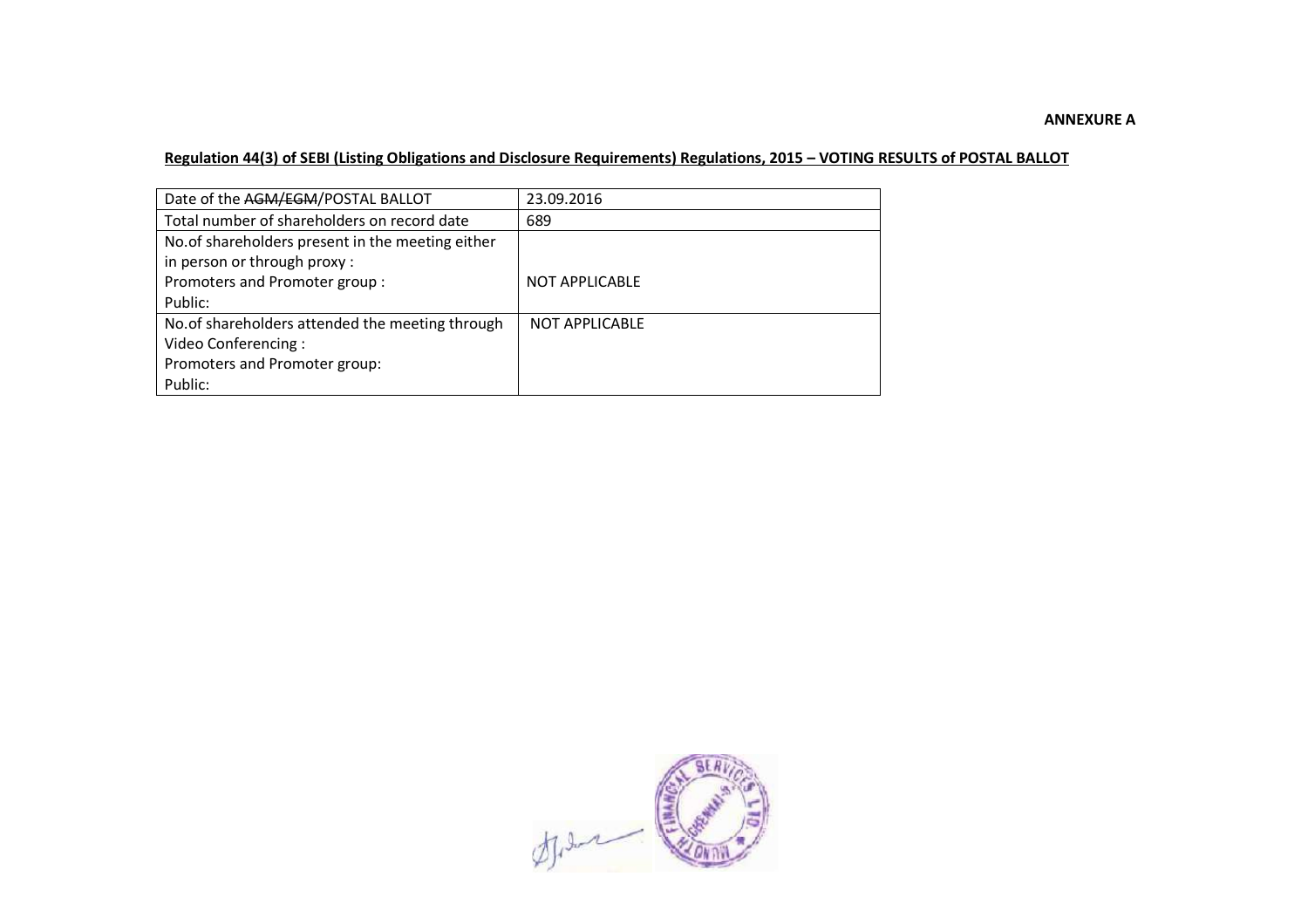**ANNEXURE A**

**Regulation 44(3) of SEBI (Listing Obligations and Disclosure Requirements) Regulations, 2015 – VOTING RESULTS of POSTAL BALLOT**

| Date of the ~~AGM/EGM~~/POSTAL BALLOT | 23.09.2016 |
|---|---|
| Total number of shareholders on record date | 689 |
| No.of shareholders present in the meeting either in person or through proxy :<br>Promoters and Promoter group :<br>Public: | NOT APPLICABLE |
| No.of shareholders attended the meeting through Video Conferencing :<br>Promoters and Promoter group:<br>Public: | NOT APPLICABLE |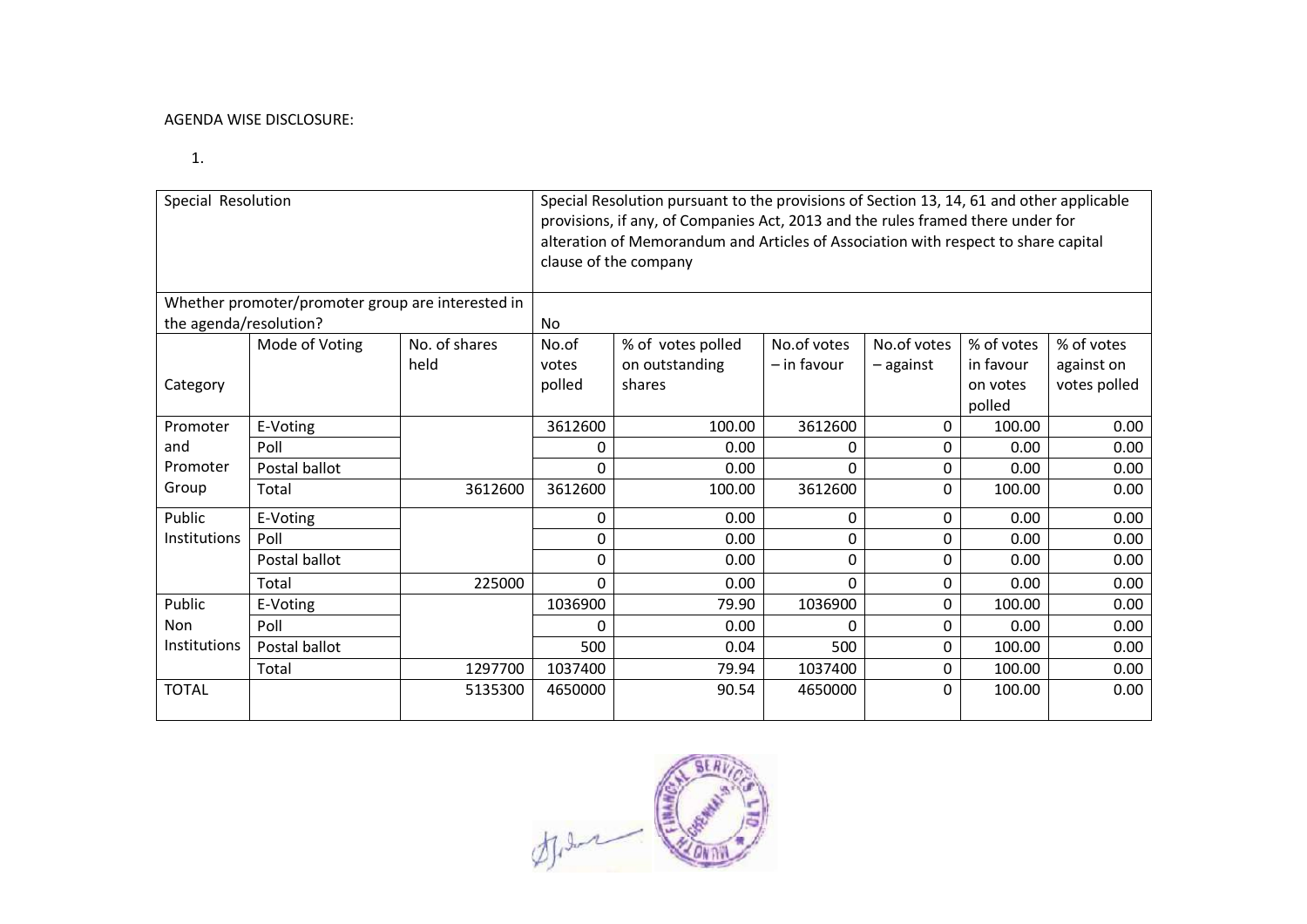AGENDA WISE DISCLOSURE:

1.

| Special Resolution | | | Special Resolution pursuant to the provisions of Section 13, 14, 61 and other applicable provisions, if any, of Companies Act, 2013 and the rules framed there under for alteration of Memorandum and Articles of Association with respect to share capital clause of the company | | | | | |
|---|---|---|---|---|---|---|---|---|
| Whether promoter/promoter group are interested in the agenda/resolution? | | | No | | | | | |
| Category | Mode of Voting | No. of shares held | No.of votes polled | % of votes polled on outstanding shares | No.of votes – in favour | No.of votes – against | % of votes in favour on votes polled | % of votes against on votes polled |
| Promoter and Promoter Group | E-Voting | | 3612600 | 100.00 | 3612600 | 0 | 100.00 | 0.00 |
| | Poll | | 0 | 0.00 | 0 | 0 | 0.00 | 0.00 |
| | Postal ballot | | 0 | 0.00 | 0 | 0 | 0.00 | 0.00 |
| | Total | 3612600 | 3612600 | 100.00 | 3612600 | 0 | 100.00 | 0.00 |
| Public Institutions | E-Voting | | 0 | 0.00 | 0 | 0 | 0.00 | 0.00 |
| | Poll | | 0 | 0.00 | 0 | 0 | 0.00 | 0.00 |
| | Postal ballot | | 0 | 0.00 | 0 | 0 | 0.00 | 0.00 |
| | Total | 225000 | 0 | 0.00 | 0 | 0 | 0.00 | 0.00 |
| Public Non Institutions | E-Voting | | 1036900 | 79.90 | 1036900 | 0 | 100.00 | 0.00 |
| | Poll | | 0 | 0.00 | 0 | 0 | 0.00 | 0.00 |
| | Postal ballot | | 500 | 0.04 | 500 | 0 | 100.00 | 0.00 |
| | Total | 1297700 | 1037400 | 79.94 | 1037400 | 0 | 100.00 | 0.00 |
| TOTAL | | 5135300 | 4650000 | 90.54 | 4650000 | 0 | 100.00 | 0.00 |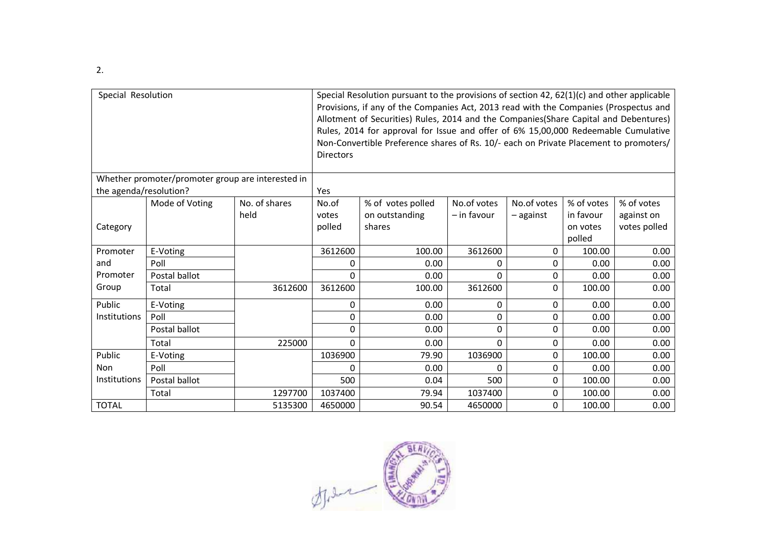2.

| Special Resolution | | | Special Resolution pursuant to the provisions of section 42, 62(1)(c) and other applicable Provisions, if any of the Companies Act, 2013 read with the Companies (Prospectus and Allotment of Securities) Rules, 2014 and the Companies(Share Capital and Debentures) Rules, 2014 for approval for Issue and offer of 6% 15,00,000 Redeemable Cumulative Non-Convertible Preference shares of Rs. 10/- each on Private Placement to promoters/ Directors | | | | | |
|---|---|---|---|---|---|---|---|---|
| Whether promoter/promoter group are interested in the agenda/resolution? | | | Yes | | | | | |
| Category | Mode of Voting | No. of shares held | No.of votes polled | % of votes polled on outstanding shares | No.of votes – in favour | No.of votes – against | % of votes in favour on votes polled | % of votes against on votes polled |
| Promoter and Promoter Group | E-Voting | | 3612600 | 100.00 | 3612600 | 0 | 100.00 | 0.00 |
| | Poll | | 0 | 0.00 | 0 | 0 | 0.00 | 0.00 |
| | Postal ballot | | 0 | 0.00 | 0 | 0 | 0.00 | 0.00 |
| | Total | 3612600 | 3612600 | 100.00 | 3612600 | 0 | 100.00 | 0.00 |
| Public Institutions | E-Voting | | 0 | 0.00 | 0 | 0 | 0.00 | 0.00 |
| | Poll | | 0 | 0.00 | 0 | 0 | 0.00 | 0.00 |
| | Postal ballot | | 0 | 0.00 | 0 | 0 | 0.00 | 0.00 |
| | Total | 225000 | 0 | 0.00 | 0 | 0 | 0.00 | 0.00 |
| Public Non Institutions | E-Voting | | 1036900 | 79.90 | 1036900 | 0 | 100.00 | 0.00 |
| | Poll | | 0 | 0.00 | 0 | 0 | 0.00 | 0.00 |
| | Postal ballot | | 500 | 0.04 | 500 | 0 | 100.00 | 0.00 |
| | Total | 1297700 | 1037400 | 79.94 | 1037400 | 0 | 100.00 | 0.00 |
| TOTAL | | 5135300 | 4650000 | 90.54 | 4650000 | 0 | 100.00 | 0.00 |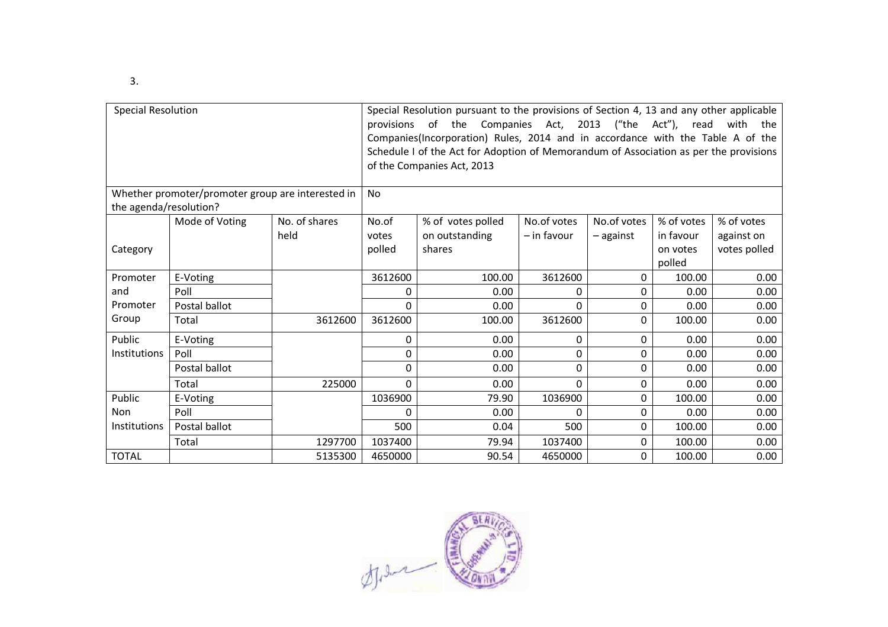3.

| Special Resolution | | | Special Resolution pursuant to the provisions of Section 4, 13 and any other applicable provisions of the Companies Act, 2013 ("the Act"), read with the Companies(Incorporation) Rules, 2014 and in accordance with the Table A of the Schedule I of the Act for Adoption of Memorandum of Association as per the provisions of the Companies Act, 2013 | | | | | |
|---|---|---|---|---|---|---|---|---|
| Whether promoter/promoter group are interested in the agenda/resolution? | | | No | | | | | |
| Category | Mode of Voting | No. of shares held | No.of votes polled | % of votes polled on outstanding shares | No.of votes – in favour | No.of votes – against | % of votes in favour on votes polled | % of votes against on votes polled |
| Promoter and Promoter Group | E-Voting | | 3612600 | 100.00 | 3612600 | 0 | 100.00 | 0.00 |
| | Poll | | 0 | 0.00 | 0 | 0 | 0.00 | 0.00 |
| | Postal ballot | | 0 | 0.00 | 0 | 0 | 0.00 | 0.00 |
| | Total | 3612600 | 3612600 | 100.00 | 3612600 | 0 | 100.00 | 0.00 |
| Public Institutions | E-Voting | | 0 | 0.00 | 0 | 0 | 0.00 | 0.00 |
| | Poll | | 0 | 0.00 | 0 | 0 | 0.00 | 0.00 |
| | Postal ballot | | 0 | 0.00 | 0 | 0 | 0.00 | 0.00 |
| | Total | 225000 | 0 | 0.00 | 0 | 0 | 0.00 | 0.00 |
| Public Non Institutions | E-Voting | | 1036900 | 79.90 | 1036900 | 0 | 100.00 | 0.00 |
| | Poll | | 0 | 0.00 | 0 | 0 | 0.00 | 0.00 |
| | Postal ballot | | 500 | 0.04 | 500 | 0 | 100.00 | 0.00 |
| | Total | 1297700 | 1037400 | 79.94 | 1037400 | 0 | 100.00 | 0.00 |
| TOTAL | | 5135300 | 4650000 | 90.54 | 4650000 | 0 | 100.00 | 0.00 |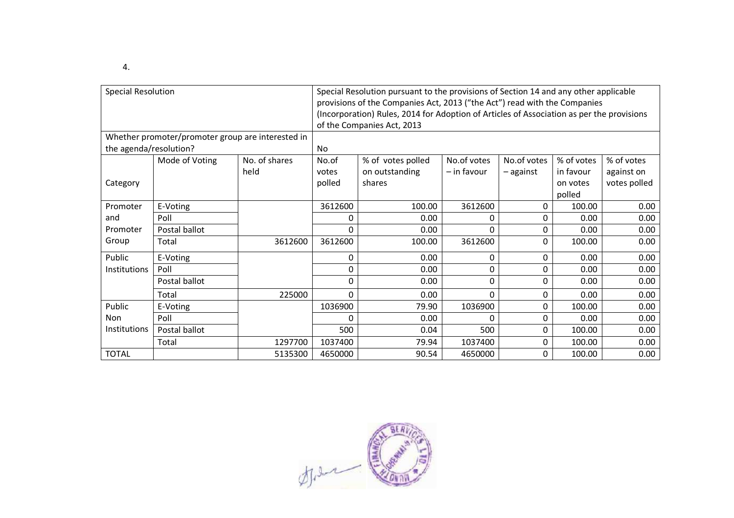4.

| Special Resolution | | | Special Resolution pursuant to the provisions of Section 14 and any other applicable provisions of the Companies Act, 2013 ("the Act") read with the Companies (Incorporation) Rules, 2014 for Adoption of Articles of Association as per the provisions of the Companies Act, 2013 | | | | | |
|---|---|---|---|---|---|---|---|---|
| Whether promoter/promoter group are interested in the agenda/resolution? | | | No | | | | | |
| Category | Mode of Voting | No. of shares held | No.of votes polled | % of votes polled on outstanding shares | No.of votes – in favour | No.of votes – against | % of votes in favour on votes polled | % of votes against on votes polled |
| Promoter and Promoter Group | E-Voting | | 3612600 | 100.00 | 3612600 | 0 | 100.00 | 0.00 |
| | Poll | | 0 | 0.00 | 0 | 0 | 0.00 | 0.00 |
| | Postal ballot | | 0 | 0.00 | 0 | 0 | 0.00 | 0.00 |
| | Total | 3612600 | 3612600 | 100.00 | 3612600 | 0 | 100.00 | 0.00 |
| Public Institutions | E-Voting | | 0 | 0.00 | 0 | 0 | 0.00 | 0.00 |
| | Poll | | 0 | 0.00 | 0 | 0 | 0.00 | 0.00 |
| | Postal ballot | | 0 | 0.00 | 0 | 0 | 0.00 | 0.00 |
| | Total | 225000 | 0 | 0.00 | 0 | 0 | 0.00 | 0.00 |
| Public Non Institutions | E-Voting | | 1036900 | 79.90 | 1036900 | 0 | 100.00 | 0.00 |
| | Poll | | 0 | 0.00 | 0 | 0 | 0.00 | 0.00 |
| | Postal ballot | | 500 | 0.04 | 500 | 0 | 100.00 | 0.00 |
| | Total | 1297700 | 1037400 | 79.94 | 1037400 | 0 | 100.00 | 0.00 |
| TOTAL | | 5135300 | 4650000 | 90.54 | 4650000 | 0 | 100.00 | 0.00 |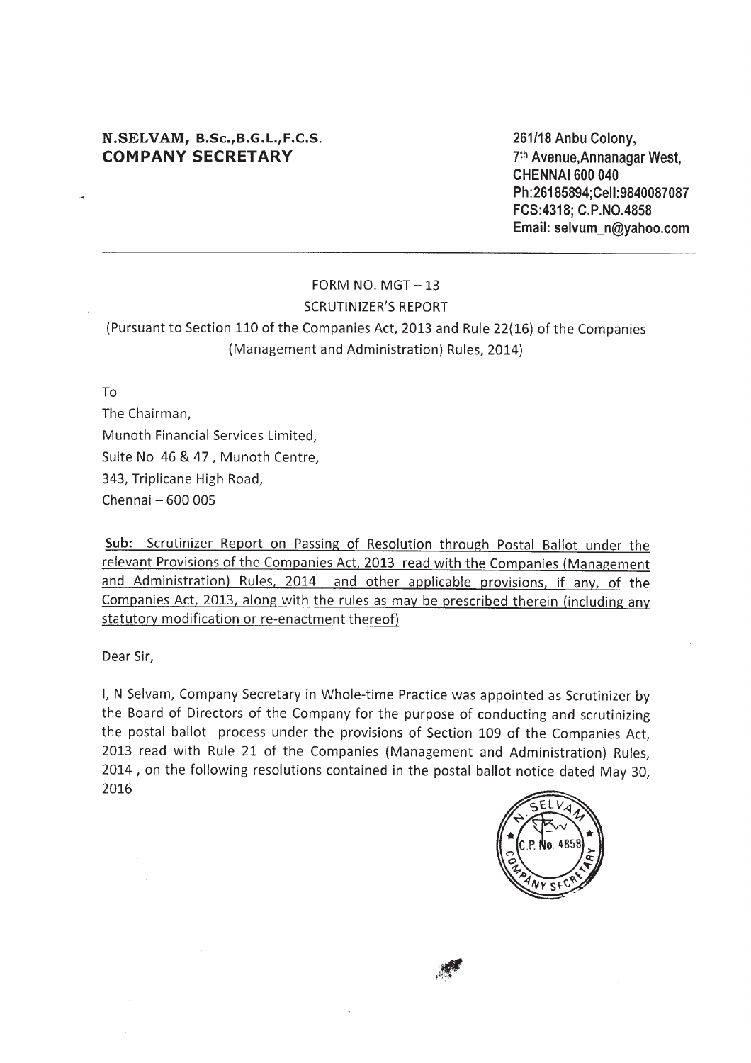**N.SELVAM, B.Sc.,B.G.L.,F.C.S.**
**COMPANY SECRETARY**

**261/18 Anbu Colony,**
**7th Avenue,Annanagar West,**
**CHENNAI 600 040**
**Ph:26185894;Cell:9840087087**
**FCS:4318; C.P.NO.4858**
**Email: selvum_n@yahoo.com**

---

FORM NO. MGT – 13

SCRUTINIZER'S REPORT

(Pursuant to Section 110 of the Companies Act, 2013 and Rule 22(16) of the Companies (Management and Administration) Rules, 2014)

To
The Chairman,
Munoth Financial Services Limited,
Suite No 46 & 47 , Munoth Centre,
343, Triplicane High Road,
Chennai – 600 005

**Sub:** Scrutinizer Report on Passing of Resolution through Postal Ballot under the relevant Provisions of the Companies Act, 2013 read with the Companies (Management and Administration) Rules, 2014 and other applicable provisions, if any, of the Companies Act, 2013, along with the rules as may be prescribed therein (including any statutory modification or re-enactment thereof)

Dear Sir,

I, N Selvam, Company Secretary in Whole-time Practice was appointed as Scrutinizer by the Board of Directors of the Company for the purpose of conducting and scrutinizing the postal ballot process under the provisions of Section 109 of the Companies Act, 2013 read with Rule 21 of the Companies (Management and Administration) Rules, 2014 , on the following resolutions contained in the postal ballot notice dated May 30, 2016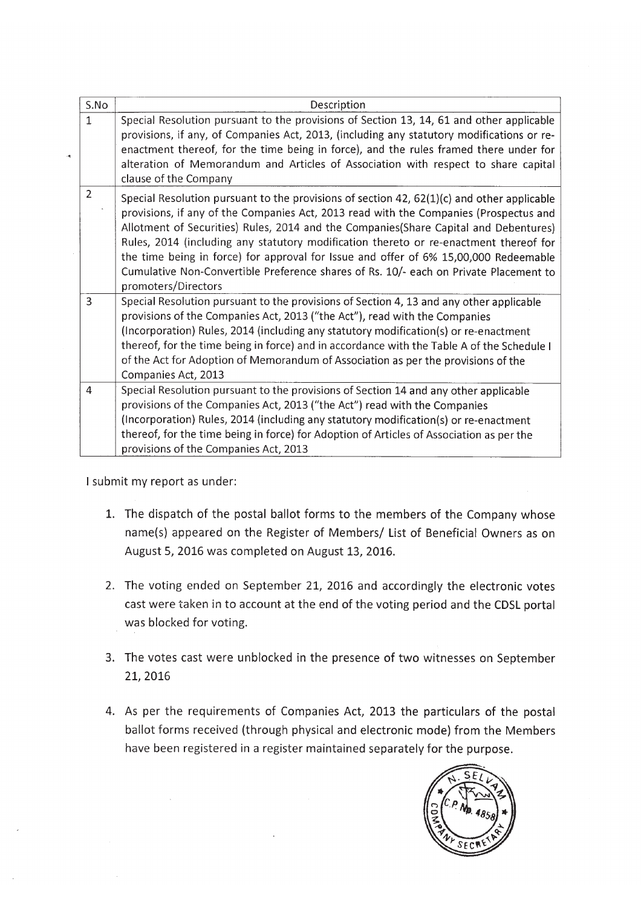| S.No | Description |
|---|---|
| 1 | Special Resolution pursuant to the provisions of Section 13, 14, 61 and other applicable provisions, if any, of Companies Act, 2013, (including any statutory modifications or re-enactment thereof, for the time being in force), and the rules framed there under for alteration of Memorandum and Articles of Association with respect to share capital clause of the Company |
| 2 | Special Resolution pursuant to the provisions of section 42, 62(1)(c) and other applicable provisions, if any of the Companies Act, 2013 read with the Companies (Prospectus and Allotment of Securities) Rules, 2014 and the Companies(Share Capital and Debentures) Rules, 2014 (including any statutory modification thereto or re-enactment thereof for the time being in force) for approval for Issue and offer of 6% 15,00,000 Redeemable Cumulative Non-Convertible Preference shares of Rs. 10/- each on Private Placement to promoters/Directors |
| 3 | Special Resolution pursuant to the provisions of Section 4, 13 and any other applicable provisions of the Companies Act, 2013 ("the Act"), read with the Companies (Incorporation) Rules, 2014 (including any statutory modification(s) or re-enactment thereof, for the time being in force) and in accordance with the Table A of the Schedule I of the Act for Adoption of Memorandum of Association as per the provisions of the Companies Act, 2013 |
| 4 | Special Resolution pursuant to the provisions of Section 14 and any other applicable provisions of the Companies Act, 2013 ("the Act") read with the Companies (Incorporation) Rules, 2014 (including any statutory modification(s) or re-enactment thereof, for the time being in force) for Adoption of Articles of Association as per the provisions of the Companies Act, 2013 |

I submit my report as under:

1. The dispatch of the postal ballot forms to the members of the Company whose name(s) appeared on the Register of Members/ List of Beneficial Owners as on August 5, 2016 was completed on August 13, 2016.

2. The voting ended on September 21, 2016 and accordingly the electronic votes cast were taken in to account at the end of the voting period and the CDSL portal was blocked for voting.

3. The votes cast were unblocked in the presence of two witnesses on September 21, 2016

4. As per the requirements of Companies Act, 2013 the particulars of the postal ballot forms received (through physical and electronic mode) from the Members have been registered in a register maintained separately for the purpose.

N. SELVAM COMPANY SECRETARY C.P. No. 4858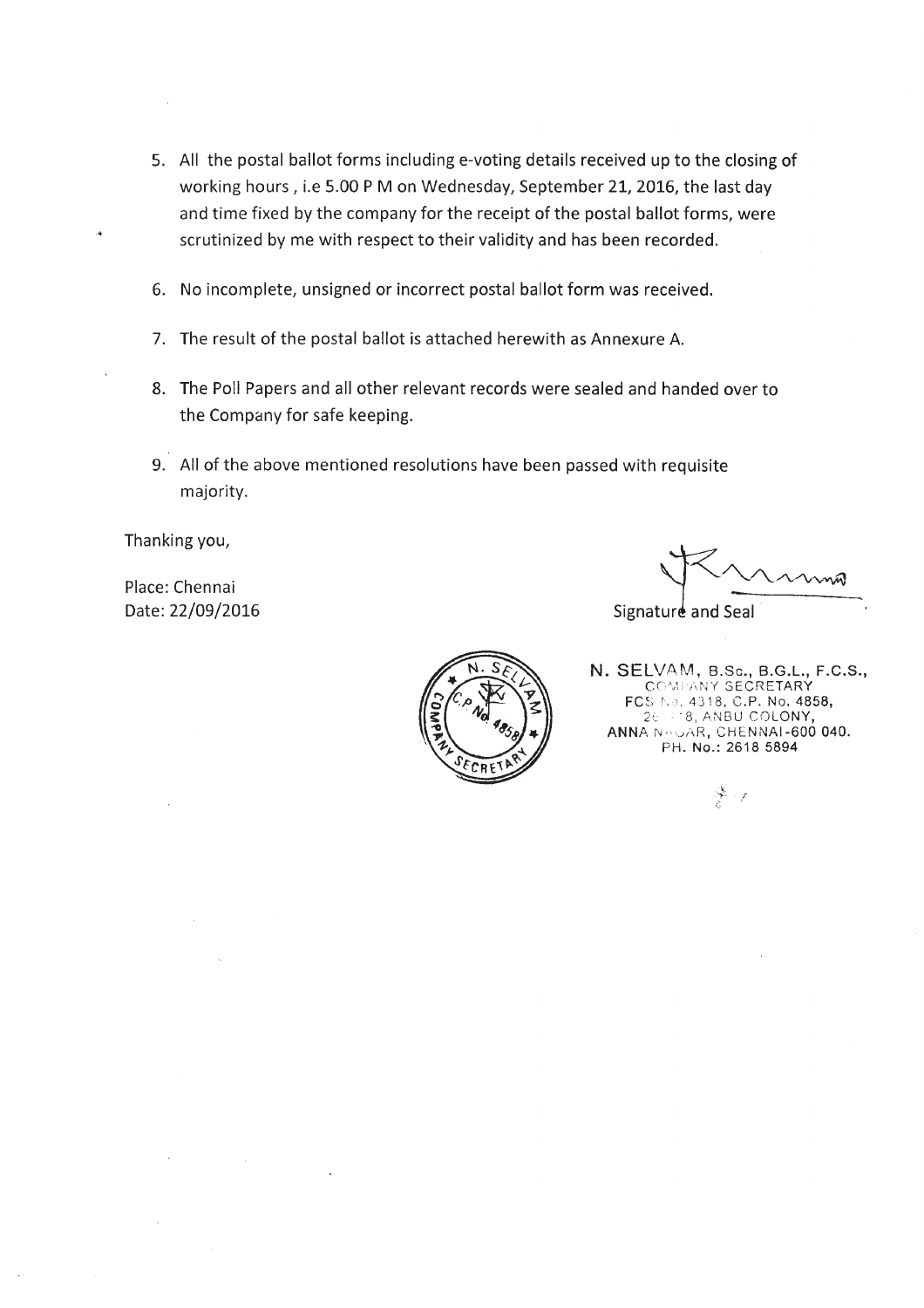5. All the postal ballot forms including e-voting details received up to the closing of working hours , i.e 5.00 P M on Wednesday, September 21, 2016, the last day and time fixed by the company for the receipt of the postal ballot forms, were scrutinized by me with respect to their validity and has been recorded.

6. No incomplete, unsigned or incorrect postal ballot form was received.

7. The result of the postal ballot is attached herewith as Annexure A.

8. The Poll Papers and all other relevant records were sealed and handed over to the Company for safe keeping.

9. All of the above mentioned resolutions have been passed with requisite majority.

Thanking you,

Place: Chennai
Date: 22/09/2016

Signature and Seal

N. SELVAM, B.Sc., B.G.L., F.C.S.,
COMPANY SECRETARY
FCS No. 4318, C.P. No. 4858,
26/78, ANBU COLONY,
ANNA NAGAR, CHENNAI-600 040.
PH. No.: 2618 5894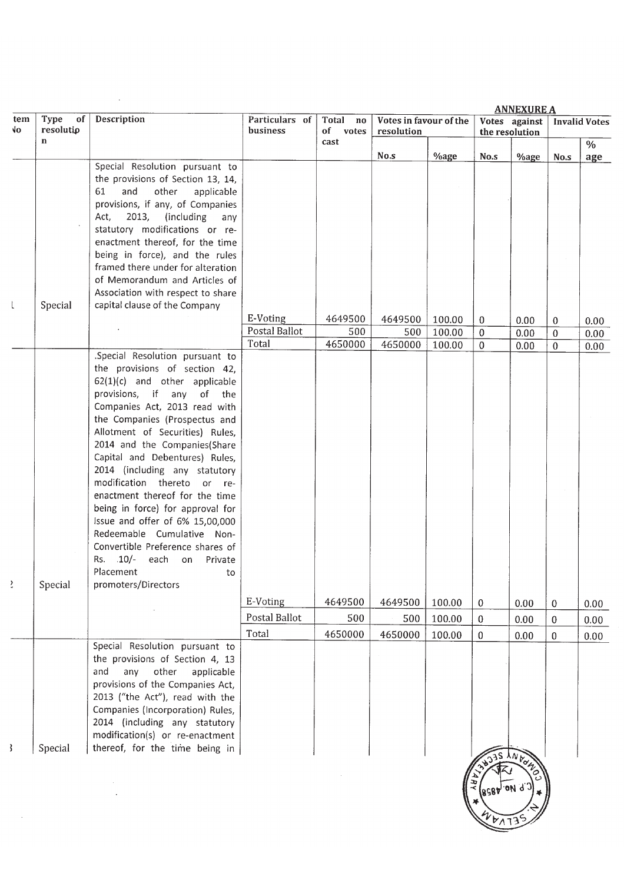**ANNEXURE A**

| Item No | Type of resolution | Description | Particulars of business | Total no of votes cast | Votes in favour of the resolution | | Votes against the resolution | | Invalid Votes | |
|---|---|---|---|---|---|---|---|---|---|---|
| | | | | | No.s | %age | No.s | %age | No.s | % age |
| 1 | Special | Special Resolution pursuant to the provisions of Section 13, 14, 61 and other applicable provisions, if any, of Companies Act, 2013, (including any statutory modifications or re-enactment thereof, for the time being in force), and the rules framed there under for alteration of Memorandum and Articles of Association with respect to share capital clause of the Company | | | | | | | | |
| | | | E-Voting | 4649500 | 4649500 | 100.00 | 0 | 0.00 | 0 | 0.00 |
| | | | Postal Ballot | 500 | 500 | 100.00 | 0 | 0.00 | 0 | 0.00 |
| | | | Total | 4650000 | 4650000 | 100.00 | 0 | 0.00 | 0 | 0.00 |
| 2 | Special | .Special Resolution pursuant to the provisions of section 42, 62(1)(c) and other applicable provisions, if any of the Companies Act, 2013 read with the Companies (Prospectus and Allotment of Securities) Rules, 2014 and the Companies(Share Capital and Debentures) Rules, 2014 (including any statutory modification thereto or re-enactment thereof for the time being in force) for approval for Issue and offer of 6% 15,00,000 Redeemable Cumulative Non-Convertible Preference shares of Rs. .10/- each on Private Placement to promoters/Directors | | | | | | | | |
| | | | E-Voting | 4649500 | 4649500 | 100.00 | 0 | 0.00 | 0 | 0.00 |
| | | | Postal Ballot | 500 | 500 | 100.00 | 0 | 0.00 | 0 | 0.00 |
| | | | Total | 4650000 | 4650000 | 100.00 | 0 | 0.00 | 0 | 0.00 |
| 3 | Special | Special Resolution pursuant to the provisions of Section 4, 13 and any other applicable provisions of the Companies Act, 2013 ("the Act"), read with the Companies (Incorporation) Rules, 2014 (including any statutory modification(s) or re-enactment thereof, for the time being in | | | | | | | | |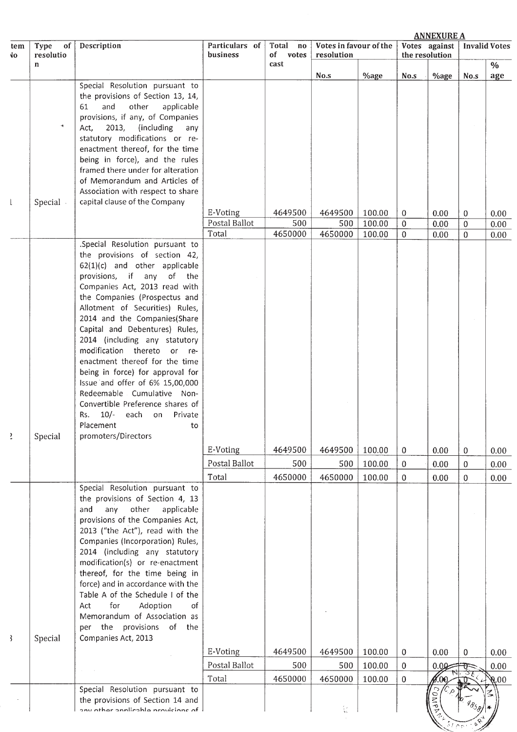**ANNEXURE A**

| Item No | Type of resolution | Description | Particulars of business | Total no of votes cast | Votes in favour of the resolution | | Votes against the resolution | | Invalid Votes | |
|---|---|---|---|---|---|---|---|---|---|---|
| | | | | | No.s | %age | No.s | %age | No.s | % age |
| 1 | Special | Special Resolution pursuant to the provisions of Section 13, 14, 61 and other applicable provisions, if any, of Companies Act, 2013, (including any statutory modifications or re-enactment thereof, for the time being in force), and the rules framed there under for alteration of Memorandum and Articles of Association with respect to share capital clause of the Company | | | | | | | | |
| | | | E-Voting | 4649500 | 4649500 | 100.00 | 0 | 0.00 | 0 | 0.00 |
| | | | Postal Ballot | 500 | 500 | 100.00 | 0 | 0.00 | 0 | 0.00 |
| | | | Total | 4650000 | 4650000 | 100.00 | 0 | 0.00 | 0 | 0.00 |
| 2 | Special | .Special Resolution pursuant to the provisions of section 42, 62(1)(c) and other applicable provisions, if any of the Companies Act, 2013 read with the Companies (Prospectus and Allotment of Securities) Rules, 2014 and the Companies(Share Capital and Debentures) Rules, 2014 (including any statutory modification thereto or re-enactment thereof for the time being in force) for approval for Issue and offer of 6% 15,00,000 Redeemable Cumulative Non-Convertible Preference shares of Rs. 10/- each on Private Placement to promoters/Directors | | | | | | | | |
| | | | E-Voting | 4649500 | 4649500 | 100.00 | 0 | 0.00 | 0 | 0.00 |
| | | | Postal Ballot | 500 | 500 | 100.00 | 0 | 0.00 | 0 | 0.00 |
| | | | Total | 4650000 | 4650000 | 100.00 | 0 | 0.00 | 0 | 0.00 |
| 3 | Special | Special Resolution pursuant to the provisions of Section 4, 13 and any other applicable provisions of the Companies Act, 2013 ("the Act"), read with the Companies (Incorporation) Rules, 2014 (including any statutory modification(s) or re-enactment thereof, for the time being in force) and in accordance with the Table A of the Schedule I of the Act for Adoption of Memorandum of Association as per the provisions of the Companies Act, 2013 | | | | | | | | |
| | | | E-Voting | 4649500 | 4649500 | 100.00 | 0 | 0.00 | 0 | 0.00 |
| | | | Postal Ballot | 500 | 500 | 100.00 | 0 | 0.00 | 0 | 0.00 |
| | | | Total | 4650000 | 4650000 | 100.00 | 0 | 0.00 | 0 | 0.00 |
| | | Special Resolution pursuant to the provisions of Section 14 and any other applicable provisions of | | | | | | | | |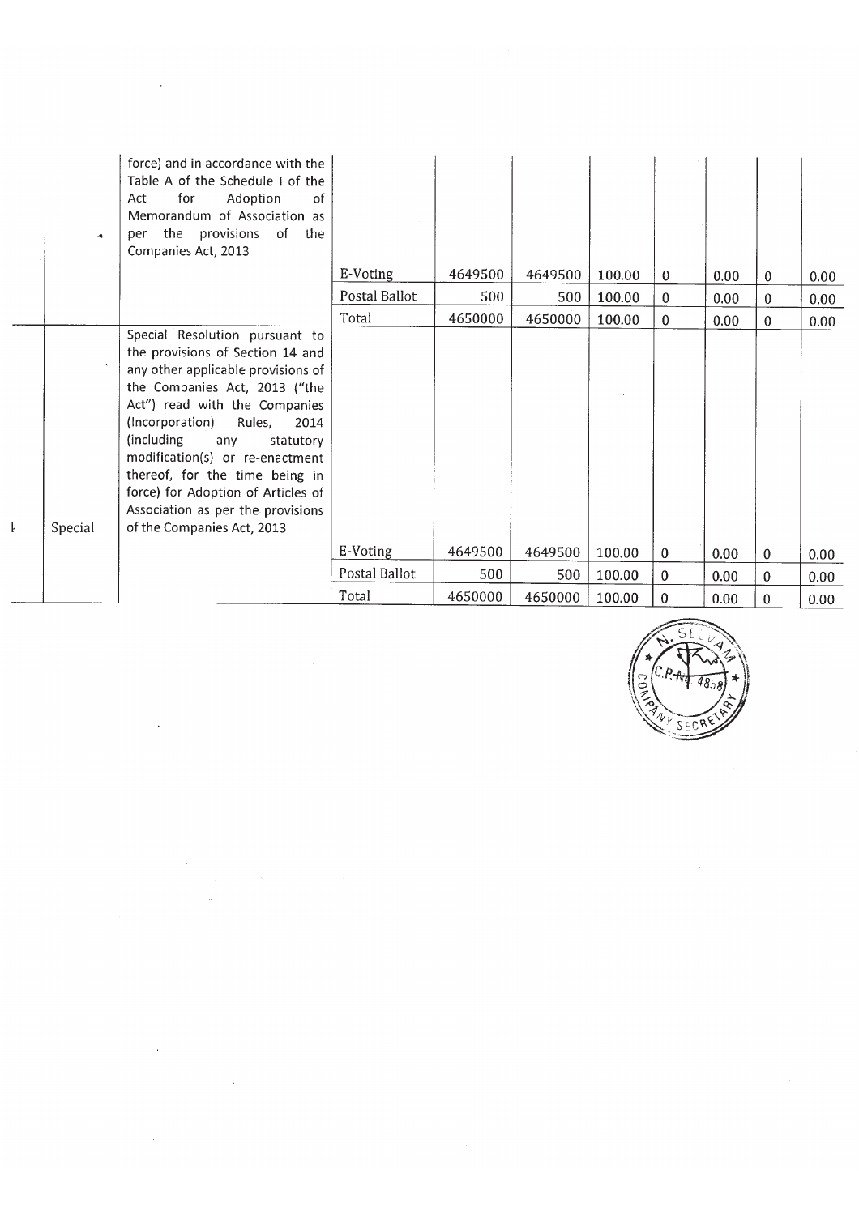| | | | | | | | | | | |
|---|---|---|---|---|---|---|---|---|---|---|
| | | force) and in accordance with the Table A of the Schedule I of the Act for Adoption of Memorandum of Association as per the provisions of the Companies Act, 2013 | | | | | | | | |
| | | | E-Voting | 4649500 | 4649500 | 100.00 | 0 | 0.00 | 0 | 0.00 |
| | | | Postal Ballot | 500 | 500 | 100.00 | 0 | 0.00 | 0 | 0.00 |
| | | | Total | 4650000 | 4650000 | 100.00 | 0 | 0.00 | 0 | 0.00 |
| | Special | Special Resolution pursuant to the provisions of Section 14 and any other applicable provisions of the Companies Act, 2013 ("the Act") read with the Companies (Incorporation) Rules, 2014 (including any statutory modification(s) or re-enactment thereof, for the time being in force) for Adoption of Articles of Association as per the provisions of the Companies Act, 2013 | | | | | | | | |
| | | | E-Voting | 4649500 | 4649500 | 100.00 | 0 | 0.00 | 0 | 0.00 |
| | | | Postal Ballot | 500 | 500 | 100.00 | 0 | 0.00 | 0 | 0.00 |
| | | | Total | 4650000 | 4650000 | 100.00 | 0 | 0.00 | 0 | 0.00 |

N. SELVAM
C.P. No 4858
COMPANY SECRETARY